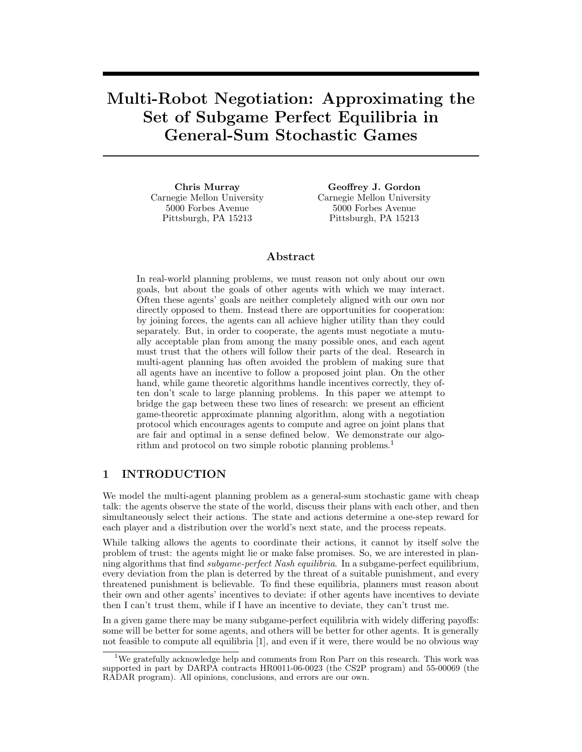# Multi-Robot Negotiation: Approximating the Set of Subgame Perfect Equilibria in General-Sum Stochastic Games

**Chris Murray**
Carnegie Mellon University
5000 Forbes Avenue
Pittsburgh, PA 15213

**Geoffrey J. Gordon**
Carnegie Mellon University
5000 Forbes Avenue
Pittsburgh, PA 15213

## Abstract

In real-world planning problems, we must reason not only about our own goals, but about the goals of other agents with which we may interact. Often these agents' goals are neither completely aligned with our own nor directly opposed to them. Instead there are opportunities for cooperation: by joining forces, the agents can all achieve higher utility than they could separately. But, in order to cooperate, the agents must negotiate a mutually acceptable plan from among the many possible ones, and each agent must trust that the others will follow their parts of the deal. Research in multi-agent planning has often avoided the problem of making sure that all agents have an incentive to follow a proposed joint plan. On the other hand, while game theoretic algorithms handle incentives correctly, they often don't scale to large planning problems. In this paper we attempt to bridge the gap between these two lines of research: we present an efficient game-theoretic approximate planning algorithm, along with a negotiation protocol which encourages agents to compute and agree on joint plans that are fair and optimal in a sense defined below. We demonstrate our algorithm and protocol on two simple robotic planning problems.[1]

## 1 INTRODUCTION

We model the multi-agent planning problem as a general-sum stochastic game with cheap talk: the agents observe the state of the world, discuss their plans with each other, and then simultaneously select their actions. The state and actions determine a one-step reward for each player and a distribution over the world's next state, and the process repeats.

While talking allows the agents to coordinate their actions, it cannot by itself solve the problem of trust: the agents might lie or make false promises. So, we are interested in planning algorithms that find *subgame-perfect Nash equilibria*. In a subgame-perfect equilibrium, every deviation from the plan is deterred by the threat of a suitable punishment, and every threatened punishment is believable. To find these equilibria, planners must reason about their own and other agents' incentives to deviate: if other agents have incentives to deviate then I can't trust them, while if I have an incentive to deviate, they can't trust me.

In a given game there may be many subgame-perfect equilibria with widely differing payoffs: some will be better for some agents, and others will be better for other agents. It is generally not feasible to compute all equilibria [1], and even if it were, there would be no obvious way

[1] We gratefully acknowledge help and comments from Ron Parr on this research. This work was supported in part by DARPA contracts HR0011-06-0023 (the CS2P program) and 55-00069 (the RADAR program). All opinions, conclusions, and errors are our own.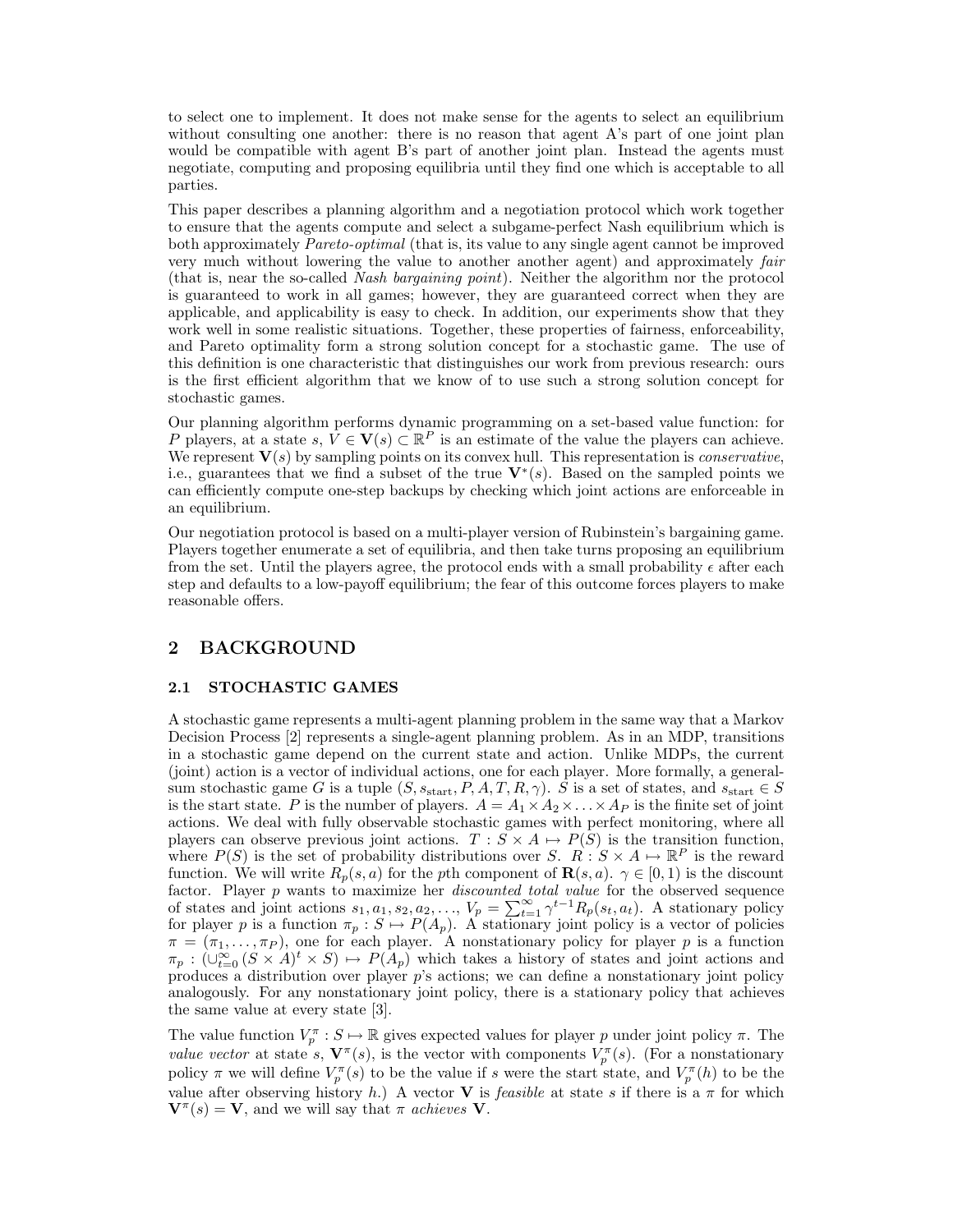to select one to implement. It does not make sense for the agents to select an equilibrium without consulting one another: there is no reason that agent A's part of one joint plan would be compatible with agent B's part of another joint plan. Instead the agents must negotiate, computing and proposing equilibria until they find one which is acceptable to all parties.

This paper describes a planning algorithm and a negotiation protocol which work together to ensure that the agents compute and select a subgame-perfect Nash equilibrium which is both approximately *Pareto-optimal* (that is, its value to any single agent cannot be improved very much without lowering the value to another another agent) and approximately *fair* (that is, near the so-called *Nash bargaining point*). Neither the algorithm nor the protocol is guaranteed to work in all games; however, they are guaranteed correct when they are applicable, and applicability is easy to check. In addition, our experiments show that they work well in some realistic situations. Together, these properties of fairness, enforceability, and Pareto optimality form a strong solution concept for a stochastic game. The use of this definition is one characteristic that distinguishes our work from previous research: ours is the first efficient algorithm that we know of to use such a strong solution concept for stochastic games.

Our planning algorithm performs dynamic programming on a set-based value function: for $P$ players, at a state $s$, $V \in \mathbf{V}(s) \subset \mathbb{R}^P$ is an estimate of the value the players can achieve. We represent $\mathbf{V}(s)$ by sampling points on its convex hull. This representation is *conservative*, i.e., guarantees that we find a subset of the true $\mathbf{V}^*(s)$. Based on the sampled points we can efficiently compute one-step backups by checking which joint actions are enforceable in an equilibrium.

Our negotiation protocol is based on a multi-player version of Rubinstein's bargaining game. Players together enumerate a set of equilibria, and then take turns proposing an equilibrium from the set. Until the players agree, the protocol ends with a small probability $\epsilon$ after each step and defaults to a low-payoff equilibrium; the fear of this outcome forces players to make reasonable offers.

## 2 BACKGROUND

### 2.1 STOCHASTIC GAMES

A stochastic game represents a multi-agent planning problem in the same way that a Markov Decision Process [2] represents a single-agent planning problem. As in an MDP, transitions in a stochastic game depend on the current state and action. Unlike MDPs, the current (joint) action is a vector of individual actions, one for each player. More formally, a general-sum stochastic game $G$ is a tuple $(S, s_{\text{start}}, P, A, T, R, \gamma)$. $S$ is a set of states, and $s_{\text{start}} \in S$ is the start state. $P$ is the number of players. $A = A_1 \times A_2 \times \ldots \times A_P$ is the finite set of joint actions. We deal with fully observable stochastic games with perfect monitoring, where all players can observe previous joint actions. $T : S \times A \mapsto P(S)$ is the transition function, where $P(S)$ is the set of probability distributions over $S$. $R : S \times A \mapsto \mathbb{R}^P$ is the reward function. We will write $R_p(s, a)$ for the $p$th component of $\mathbf{R}(s, a)$. $\gamma \in [0, 1)$ is the discount factor. Player $p$ wants to maximize her *discounted total value* for the observed sequence of states and joint actions $s_1, a_1, s_2, a_2, \ldots$, $V_p = \sum_{t=1}^{\infty} \gamma^{t-1} R_p(s_t, a_t)$. A stationary policy for player $p$ is a function $\pi_p : S \mapsto P(A_p)$. A stationary joint policy is a vector of policies $\pi = (\pi_1, \ldots, \pi_P)$, one for each player. A nonstationary policy for player $p$ is a function $\pi_p : (\cup_{t=0}^{\infty} (S \times A)^t \times S) \mapsto P(A_p)$ which takes a history of states and joint actions and produces a distribution over player $p$'s actions; we can define a nonstationary joint policy analogously. For any nonstationary joint policy, there is a stationary policy that achieves the same value at every state [3].

The value function $V_p^\pi : S \mapsto \mathbb{R}$ gives expected values for player $p$ under joint policy $\pi$. The *value vector* at state $s$, $\mathbf{V}^\pi(s)$, is the vector with components $V_p^\pi(s)$. (For a nonstationary policy $\pi$ we will define $V_p^\pi(s)$ to be the value if $s$ were the start state, and $V_p^\pi(h)$ to be the value after observing history $h$.) A vector $\mathbf{V}$ is *feasible* at state $s$ if there is a $\pi$ for which $\mathbf{V}^\pi(s) = \mathbf{V}$, and we will say that $\pi$ *achieves* $\mathbf{V}$.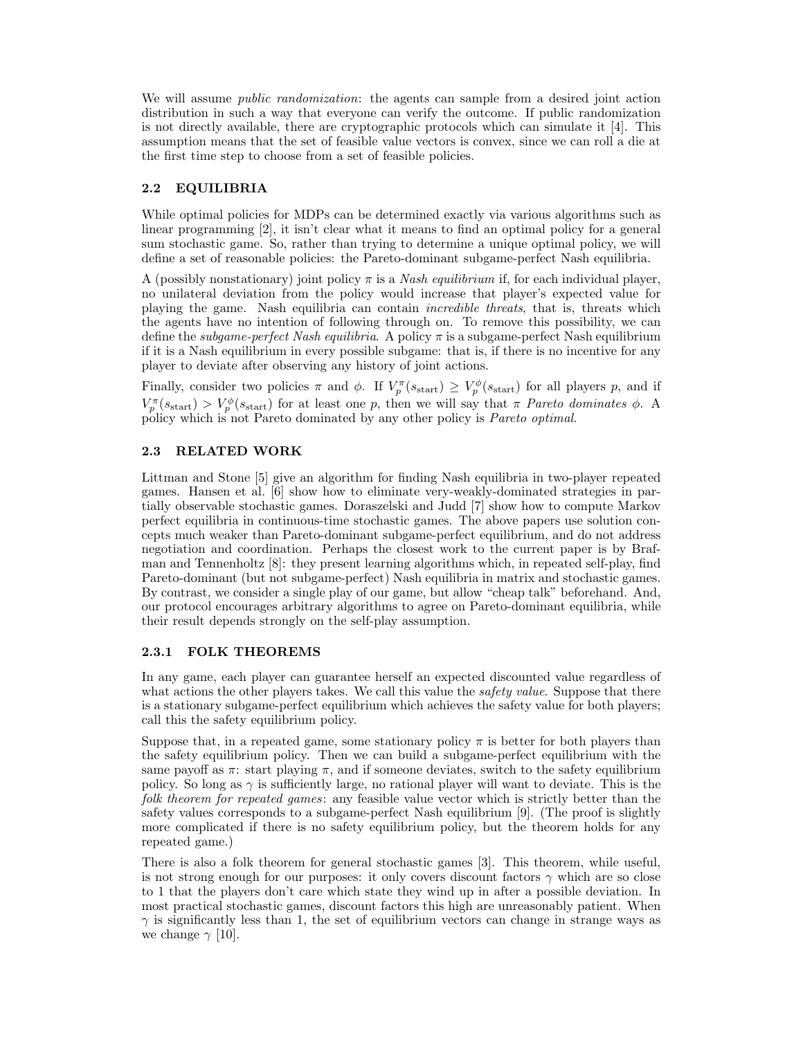We will assume *public randomization*: the agents can sample from a desired joint action distribution in such a way that everyone can verify the outcome. If public randomization is not directly available, there are cryptographic protocols which can simulate it [4]. This assumption means that the set of feasible value vectors is convex, since we can roll a die at the first time step to choose from a set of feasible policies.

### 2.2 EQUILIBRIA

While optimal policies for MDPs can be determined exactly via various algorithms such as linear programming [2], it isn't clear what it means to find an optimal policy for a general sum stochastic game. So, rather than trying to determine a unique optimal policy, we will define a set of reasonable policies: the Pareto-dominant subgame-perfect Nash equilibria.

A (possibly nonstationary) joint policy $\pi$ is a *Nash equilibrium* if, for each individual player, no unilateral deviation from the policy would increase that player's expected value for playing the game. Nash equilibria can contain *incredible threats*, that is, threats which the agents have no intention of following through on. To remove this possibility, we can define the *subgame-perfect Nash equilibria*. A policy $\pi$ is a subgame-perfect Nash equilibrium if it is a Nash equilibrium in every possible subgame: that is, if there is no incentive for any player to deviate after observing any history of joint actions.

Finally, consider two policies $\pi$ and $\phi$. If $V_p^{\pi}(s_{\text{start}}) \geq V_p^{\phi}(s_{\text{start}})$ for all players $p$, and if $V_p^{\pi}(s_{\text{start}}) > V_p^{\phi}(s_{\text{start}})$ for at least one $p$, then we will say that $\pi$ *Pareto dominates* $\phi$. A policy which is not Pareto dominated by any other policy is *Pareto optimal*.

### 2.3 RELATED WORK

Littman and Stone [5] give an algorithm for finding Nash equilibria in two-player repeated games. Hansen et al. [6] show how to eliminate very-weakly-dominated strategies in partially observable stochastic games. Doraszelski and Judd [7] show how to compute Markov perfect equilibria in continuous-time stochastic games. The above papers use solution concepts much weaker than Pareto-dominant subgame-perfect equilibrium, and do not address negotiation and coordination. Perhaps the closest work to the current paper is by Brafman and Tennenholtz [8]: they present learning algorithms which, in repeated self-play, find Pareto-dominant (but not subgame-perfect) Nash equilibria in matrix and stochastic games. By contrast, we consider a single play of our game, but allow "cheap talk" beforehand. And, our protocol encourages arbitrary algorithms to agree on Pareto-dominant equilibria, while their result depends strongly on the self-play assumption.

#### 2.3.1 FOLK THEOREMS

In any game, each player can guarantee herself an expected discounted value regardless of what actions the other players takes. We call this value the *safety value*. Suppose that there is a stationary subgame-perfect equilibrium which achieves the safety value for both players; call this the safety equilibrium policy.

Suppose that, in a repeated game, some stationary policy $\pi$ is better for both players than the safety equilibrium policy. Then we can build a subgame-perfect equilibrium with the same payoff as $\pi$: start playing $\pi$, and if someone deviates, switch to the safety equilibrium policy. So long as $\gamma$ is sufficiently large, no rational player will want to deviate. This is the *folk theorem for repeated games*: any feasible value vector which is strictly better than the safety values corresponds to a subgame-perfect Nash equilibrium [9]. (The proof is slightly more complicated if there is no safety equilibrium policy, but the theorem holds for any repeated game.)

There is also a folk theorem for general stochastic games [3]. This theorem, while useful, is not strong enough for our purposes: it only covers discount factors $\gamma$ which are so close to 1 that the players don't care which state they wind up in after a possible deviation. In most practical stochastic games, discount factors this high are unreasonably patient. When $\gamma$ is significantly less than 1, the set of equilibrium vectors can change in strange ways as we change $\gamma$ [10].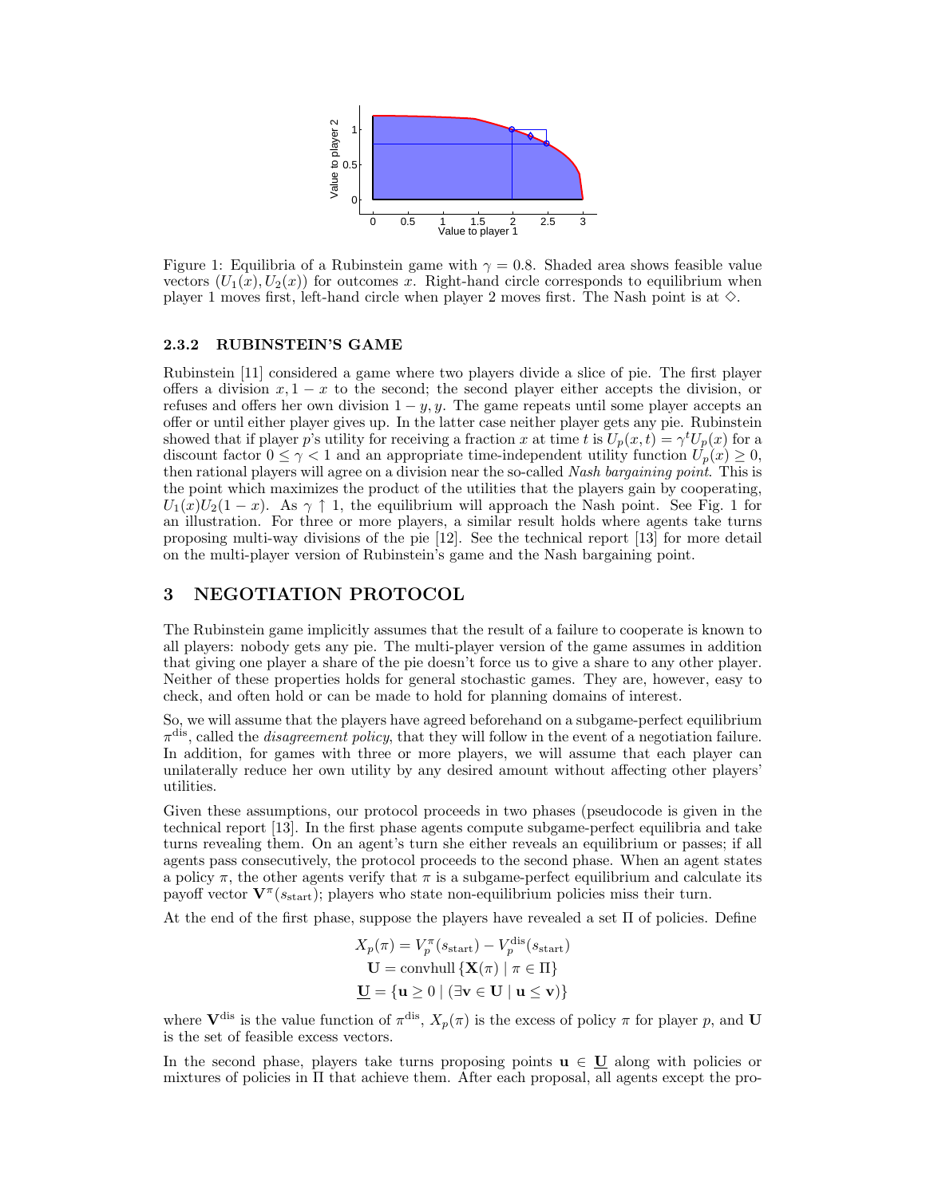Figure 1: Equilibria of a Rubinstein game with $\gamma = 0.8$. Shaded area shows feasible value vectors $(U_1(x), U_2(x))$ for outcomes $x$. Right-hand circle corresponds to equilibrium when player 1 moves first, left-hand circle when player 2 moves first. The Nash point is at $\diamond$.

### 2.3.2 RUBINSTEIN'S GAME

Rubinstein [11] considered a game where two players divide a slice of pie. The first player offers a division $x, 1-x$ to the second; the second player either accepts the division, or refuses and offers her own division $1-y, y$. The game repeats until some player accepts an offer or until either player gives up. In the latter case neither player gets any pie. Rubinstein showed that if player $p$'s utility for receiving a fraction $x$ at time $t$ is $U_p(x,t) = \gamma^t U_p(x)$ for a discount factor $0 \le \gamma < 1$ and an appropriate time-independent utility function $U_p(x) \ge 0$, then rational players will agree on a division near the so-called *Nash bargaining point*. This is the point which maximizes the product of the utilities that the players gain by cooperating, $U_1(x)U_2(1-x)$. As $\gamma \uparrow 1$, the equilibrium will approach the Nash point. See Fig. 1 for an illustration. For three or more players, a similar result holds where agents take turns proposing multi-way divisions of the pie [12]. See the technical report [13] for more detail on the multi-player version of Rubinstein's game and the Nash bargaining point.

## 3 NEGOTIATION PROTOCOL

The Rubinstein game implicitly assumes that the result of a failure to cooperate is known to all players: nobody gets any pie. The multi-player version of the game assumes in addition that giving one player a share of the pie doesn't force us to give a share to any other player. Neither of these properties holds for general stochastic games. They are, however, easy to check, and often hold or can be made to hold for planning domains of interest.

So, we will assume that the players have agreed beforehand on a subgame-perfect equilibrium $\pi^{\text{dis}}$, called the *disagreement policy*, that they will follow in the event of a negotiation failure. In addition, for games with three or more players, we will assume that each player can unilaterally reduce her own utility by any desired amount without affecting other players' utilities.

Given these assumptions, our protocol proceeds in two phases (pseudocode is given in the technical report [13]. In the first phase agents compute subgame-perfect equilibria and take turns revealing them. On an agent's turn she either reveals an equilibrium or passes; if all agents pass consecutively, the protocol proceeds to the second phase. When an agent states a policy $\pi$, the other agents verify that $\pi$ is a subgame-perfect equilibrium and calculate its payoff vector $\mathbf{V}^{\pi}(s_{\text{start}})$; players who state non-equilibrium policies miss their turn.

At the end of the first phase, suppose the players have revealed a set $\Pi$ of policies. Define

$$X_p(\pi) = V_p^{\pi}(s_{\text{start}}) - V_p^{\text{dis}}(s_{\text{start}})$$
$$\mathbf{U} = \text{convhull}\,\{\mathbf{X}(\pi) \mid \pi \in \Pi\}$$
$$\underline{\mathbf{U}} = \{\mathbf{u} \ge 0 \mid (\exists \mathbf{v} \in \mathbf{U} \mid \mathbf{u} \le \mathbf{v})\}$$

where $\mathbf{V}^{\text{dis}}$ is the value function of $\pi^{\text{dis}}$, $X_p(\pi)$ is the excess of policy $\pi$ for player $p$, and $\mathbf{U}$ is the set of feasible excess vectors.

In the second phase, players take turns proposing points $\mathbf{u} \in \underline{\mathbf{U}}$ along with policies or mixtures of policies in $\Pi$ that achieve them. After each proposal, all agents except the pro-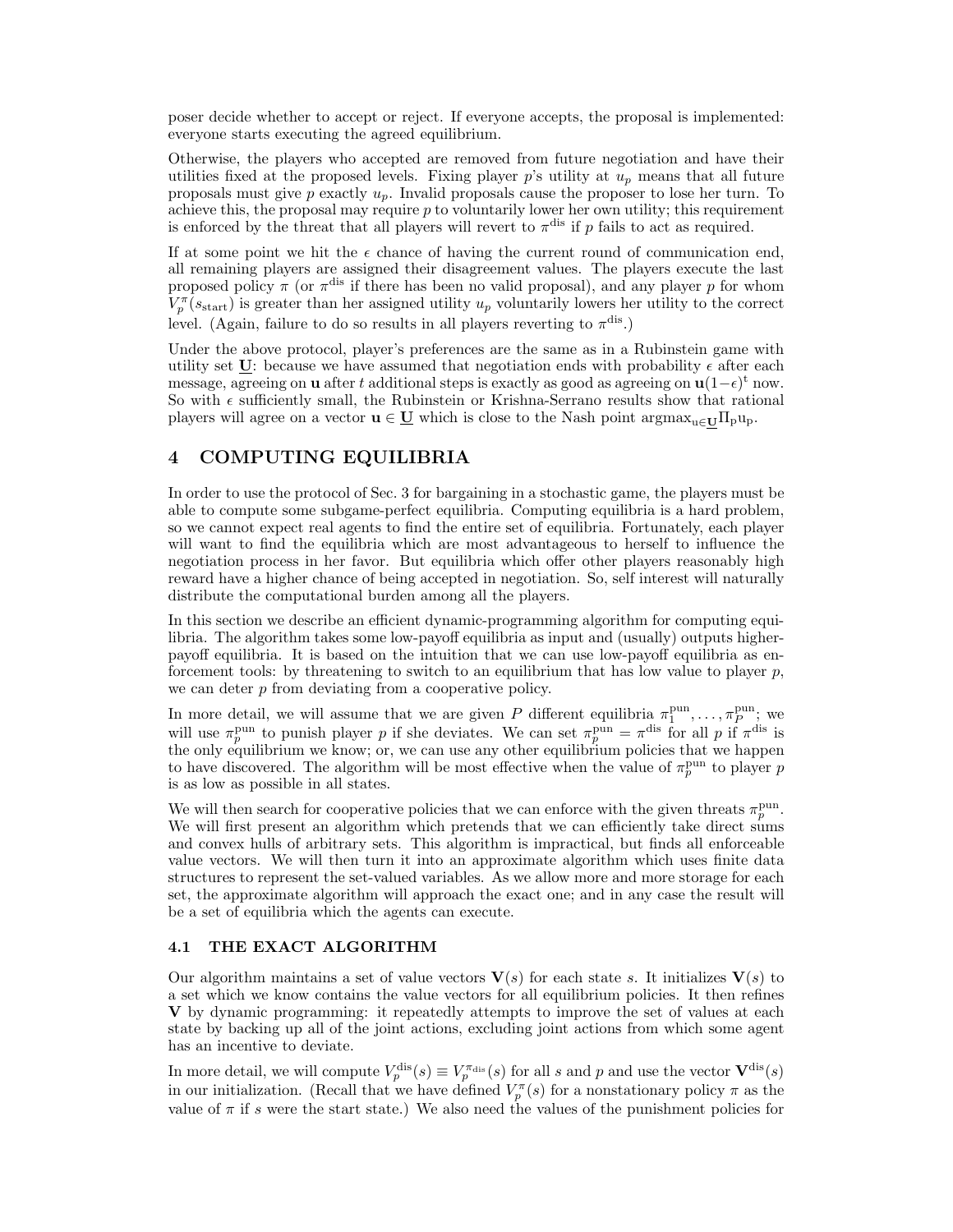poser decide whether to accept or reject. If everyone accepts, the proposal is implemented: everyone starts executing the agreed equilibrium.

Otherwise, the players who accepted are removed from future negotiation and have their utilities fixed at the proposed levels. Fixing player $p$'s utility at $u_p$ means that all future proposals must give $p$ exactly $u_p$. Invalid proposals cause the proposer to lose her turn. To achieve this, the proposal may require $p$ to voluntarily lower her own utility; this requirement is enforced by the threat that all players will revert to $\pi^{\text{dis}}$ if $p$ fails to act as required.

If at some point we hit the $\epsilon$ chance of having the current round of communication end, all remaining players are assigned their disagreement values. The players execute the last proposed policy $\pi$ (or $\pi^{\text{dis}}$ if there has been no valid proposal), and any player $p$ for whom $V_p^\pi(s_{\text{start}})$ is greater than her assigned utility $u_p$ voluntarily lowers her utility to the correct level. (Again, failure to do so results in all players reverting to $\pi^{\text{dis}}$.)

Under the above protocol, player's preferences are the same as in a Rubinstein game with utility set $\underline{\mathbf{U}}$: because we have assumed that negotiation ends with probability $\epsilon$ after each message, agreeing on $\mathbf{u}$ after $t$ additional steps is exactly as good as agreeing on $\mathbf{u}(1-\epsilon)^t$ now. So with $\epsilon$ sufficiently small, the Rubinstein or Krishna-Serrano results show that rational players will agree on a vector $\mathbf{u} \in \underline{\mathbf{U}}$ which is close to the Nash point $\text{argmax}_{\mathbf{u}\in\underline{\mathbf{U}}}\Pi_p u_p$.

# 4 COMPUTING EQUILIBRIA

In order to use the protocol of Sec. 3 for bargaining in a stochastic game, the players must be able to compute some subgame-perfect equilibria. Computing equilibria is a hard problem, so we cannot expect real agents to find the entire set of equilibria. Fortunately, each player will want to find the equilibria which are most advantageous to herself to influence the negotiation process in her favor. But equilibria which offer other players reasonably high reward have a higher chance of being accepted in negotiation. So, self interest will naturally distribute the computational burden among all the players.

In this section we describe an efficient dynamic-programming algorithm for computing equilibria. The algorithm takes some low-payoff equilibria as input and (usually) outputs higher-payoff equilibria. It is based on the intuition that we can use low-payoff equilibria as enforcement tools: by threatening to switch to an equilibrium that has low value to player $p$, we can deter $p$ from deviating from a cooperative policy.

In more detail, we will assume that we are given $P$ different equilibria $\pi_1^{\text{pun}}, \ldots, \pi_P^{\text{pun}}$; we will use $\pi_p^{\text{pun}}$ to punish player $p$ if she deviates. We can set $\pi_p^{\text{pun}} = \pi^{\text{dis}}$ for all $p$ if $\pi^{\text{dis}}$ is the only equilibrium we know; or, we can use any other equilibrium policies that we happen to have discovered. The algorithm will be most effective when the value of $\pi_p^{\text{pun}}$ to player $p$ is as low as possible in all states.

We will then search for cooperative policies that we can enforce with the given threats $\pi_p^{\text{pun}}$. We will first present an algorithm which pretends that we can efficiently take direct sums and convex hulls of arbitrary sets. This algorithm is impractical, but finds all enforceable value vectors. We will then turn it into an approximate algorithm which uses finite data structures to represent the set-valued variables. As we allow more and more storage for each set, the approximate algorithm will approach the exact one; and in any case the result will be a set of equilibria which the agents can execute.

## 4.1 THE EXACT ALGORITHM

Our algorithm maintains a set of value vectors $\mathbf{V}(s)$ for each state $s$. It initializes $\mathbf{V}(s)$ to a set which we know contains the value vectors for all equilibrium policies. It then refines $\mathbf{V}$ by dynamic programming: it repeatedly attempts to improve the set of values at each state by backing up all of the joint actions, excluding joint actions from which some agent has an incentive to deviate.

In more detail, we will compute $V_p^{\text{dis}}(s) \equiv V_p^{\pi_{\text{dis}}}(s)$ for all $s$ and $p$ and use the vector $\mathbf{V}^{\text{dis}}(s)$ in our initialization. (Recall that we have defined $V_p^\pi(s)$ for a nonstationary policy $\pi$ as the value of $\pi$ if $s$ were the start state.) We also need the values of the punishment policies for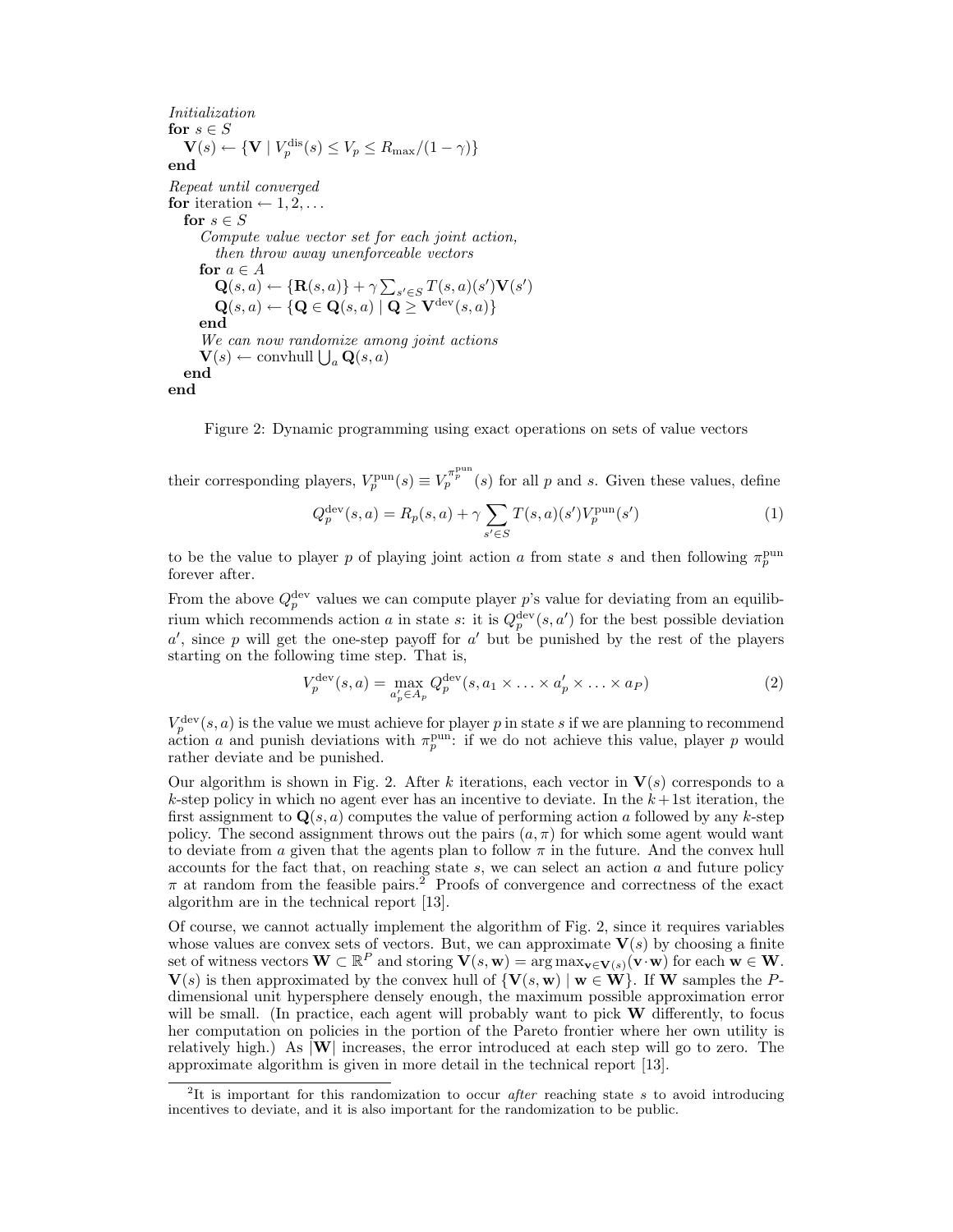```
Initialization
for s ∈ S
    V(s) ← {V | V_p^dis(s) ≤ V_p ≤ R_max/(1 − γ)}
end
Repeat until converged
for iteration ← 1, 2, ...
    for s ∈ S
        Compute value vector set for each joint action,
            then throw away unenforceable vectors
        for a ∈ A
            Q(s, a) ← {R(s, a)} + γ Σ_{s'∈S} T(s, a)(s')V(s')
            Q(s, a) ← {Q ∈ Q(s, a) | Q ≥ V^dev(s, a)}
        end
        We can now randomize among joint actions
        V(s) ← convhull ⋃_a Q(s, a)
    end
end
```

Figure 2: Dynamic programming using exact operations on sets of value vectors

their corresponding players, $V_p^{\text{pun}}(s) \equiv V_p^{\pi_p^{\text{pun}}}(s)$ for all $p$ and $s$. Given these values, define

$$Q_p^{\text{dev}}(s, a) = R_p(s, a) + \gamma \sum_{s' \in S} T(s, a)(s') V_p^{\text{pun}}(s') \tag{1}$$

to be the value to player $p$ of playing joint action $a$ from state $s$ and then following $\pi_p^{\text{pun}}$ forever after.

From the above $Q_p^{\text{dev}}$ values we can compute player $p$'s value for deviating from an equilibrium which recommends action $a$ in state $s$: it is $Q_p^{\text{dev}}(s, a')$ for the best possible deviation $a'$, since $p$ will get the one-step payoff for $a'$ but be punished by the rest of the players starting on the following time step. That is,

$$V_p^{\text{dev}}(s, a) = \max_{a'_p \in A_p} Q_p^{\text{dev}}(s, a_1 \times \ldots \times a'_p \times \ldots \times a_P) \tag{2}$$

$V_p^{\text{dev}}(s, a)$ is the value we must achieve for player $p$ in state $s$ if we are planning to recommend action $a$ and punish deviations with $\pi_p^{\text{pun}}$: if we do not achieve this value, player $p$ would rather deviate and be punished.

Our algorithm is shown in Fig. 2. After $k$ iterations, each vector in $\mathbf{V}(s)$ corresponds to a $k$-step policy in which no agent ever has an incentive to deviate. In the $k+1$st iteration, the first assignment to $\mathbf{Q}(s, a)$ computes the value of performing action $a$ followed by any $k$-step policy. The second assignment throws out the pairs $(a, \pi)$ for which some agent would want to deviate from $a$ given that the agents plan to follow $\pi$ in the future. And the convex hull accounts for the fact that, on reaching state $s$, we can select an action $a$ and future policy $\pi$ at random from the feasible pairs.[2] Proofs of convergence and correctness of the exact algorithm are in the technical report [13].

Of course, we cannot actually implement the algorithm of Fig. 2, since it requires variables whose values are convex sets of vectors. But, we can approximate $\mathbf{V}(s)$ by choosing a finite set of witness vectors $\mathbf{W} \subset \mathbb{R}^P$ and storing $\mathbf{V}(s, \mathbf{w}) = \arg\max_{\mathbf{v} \in \mathbf{V}(s)} (\mathbf{v} \cdot \mathbf{w})$ for each $\mathbf{w} \in \mathbf{W}$. $\mathbf{V}(s)$ is then approximated by the convex hull of $\{\mathbf{V}(s, \mathbf{w}) \mid \mathbf{w} \in \mathbf{W}\}$. If $\mathbf{W}$ samples the $P$-dimensional unit hypersphere densely enough, the maximum possible approximation error will be small. (In practice, each agent will probably want to pick $\mathbf{W}$ differently, to focus her computation on policies in the portion of the Pareto frontier where her own utility is relatively high.) As $|\mathbf{W}|$ increases, the error introduced at each step will go to zero. The approximate algorithm is given in more detail in the technical report [13].

[2] It is important for this randomization to occur *after* reaching state $s$ to avoid introducing incentives to deviate, and it is also important for the randomization to be public.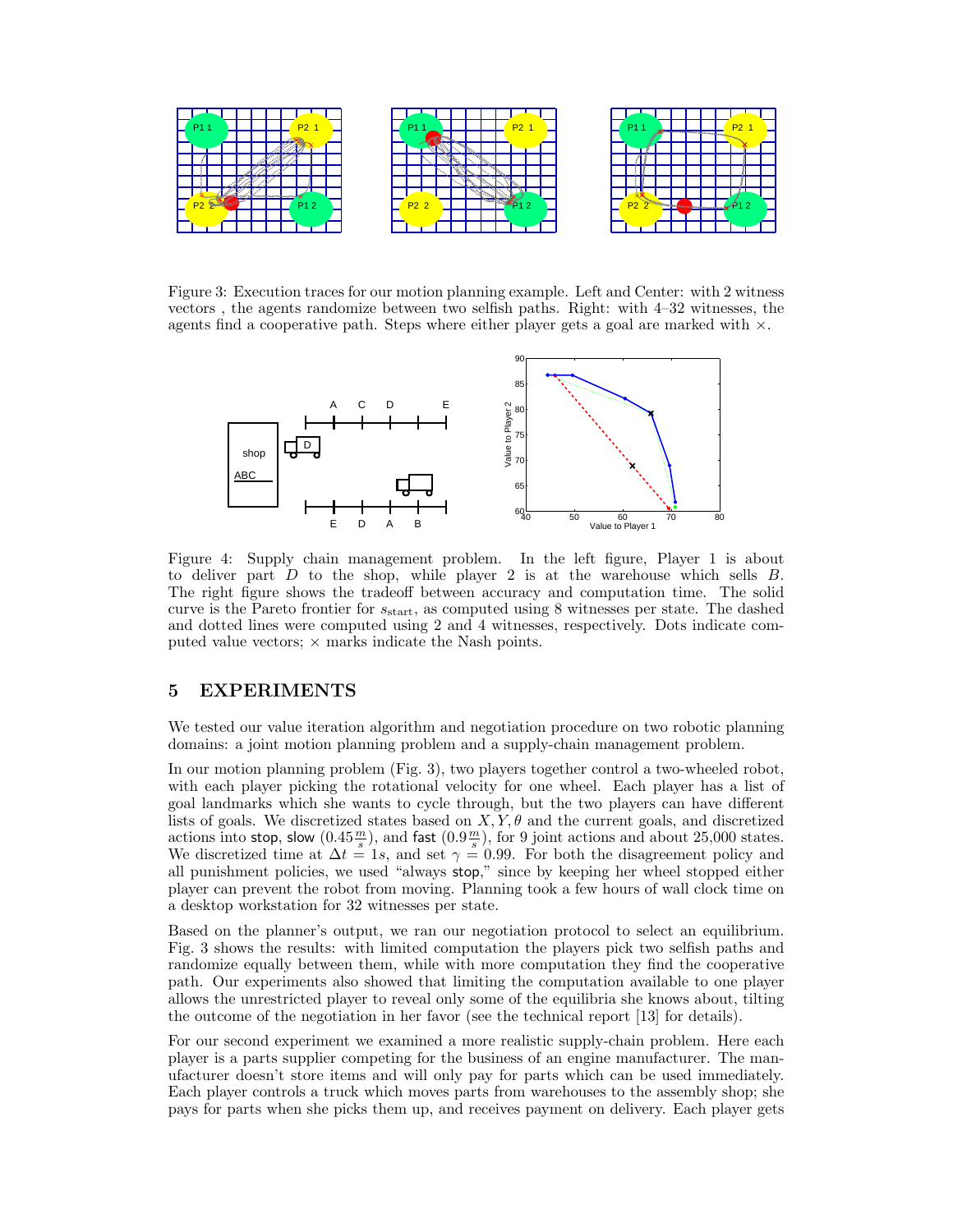Figure 3: Execution traces for our motion planning example. Left and Center: with 2 witness vectors , the agents randomize between two selfish paths. Right: with 4–32 witnesses, the agents find a cooperative path. Steps where either player gets a goal are marked with $\times$.

Figure 4: Supply chain management problem. In the left figure, Player 1 is about to deliver part $D$ to the shop, while player 2 is at the warehouse which sells $B$. The right figure shows the tradeoff between accuracy and computation time. The solid curve is the Pareto frontier for $s_{\text{start}}$, as computed using 8 witnesses per state. The dashed and dotted lines were computed using 2 and 4 witnesses, respectively. Dots indicate computed value vectors; $\times$ marks indicate the Nash points.

## 5 EXPERIMENTS

We tested our value iteration algorithm and negotiation procedure on two robotic planning domains: a joint motion planning problem and a supply-chain management problem.

In our motion planning problem (Fig. 3), two players together control a two-wheeled robot, with each player picking the rotational velocity for one wheel. Each player has a list of goal landmarks which she wants to cycle through, but the two players can have different lists of goals. We discretized states based on $X, Y, \theta$ and the current goals, and discretized actions into stop, slow ($0.45\frac{m}{s}$), and fast ($0.9\frac{m}{s}$), for 9 joint actions and about 25,000 states. We discretized time at $\Delta t = 1s$, and set $\gamma = 0.99$. For both the disagreement policy and all punishment policies, we used "always stop," since by keeping her wheel stopped either player can prevent the robot from moving. Planning took a few hours of wall clock time on a desktop workstation for 32 witnesses per state.

Based on the planner's output, we ran our negotiation protocol to select an equilibrium. Fig. 3 shows the results: with limited computation the players pick two selfish paths and randomize equally between them, while with more computation they find the cooperative path. Our experiments also showed that limiting the computation available to one player allows the unrestricted player to reveal only some of the equilibria she knows about, tilting the outcome of the negotiation in her favor (see the technical report [13] for details).

For our second experiment we examined a more realistic supply-chain problem. Here each player is a parts supplier competing for the business of an engine manufacturer. The manufacturer doesn't store items and will only pay for parts which can be used immediately. Each player controls a truck which moves parts from warehouses to the assembly shop; she pays for parts when she picks them up, and receives payment on delivery. Each player gets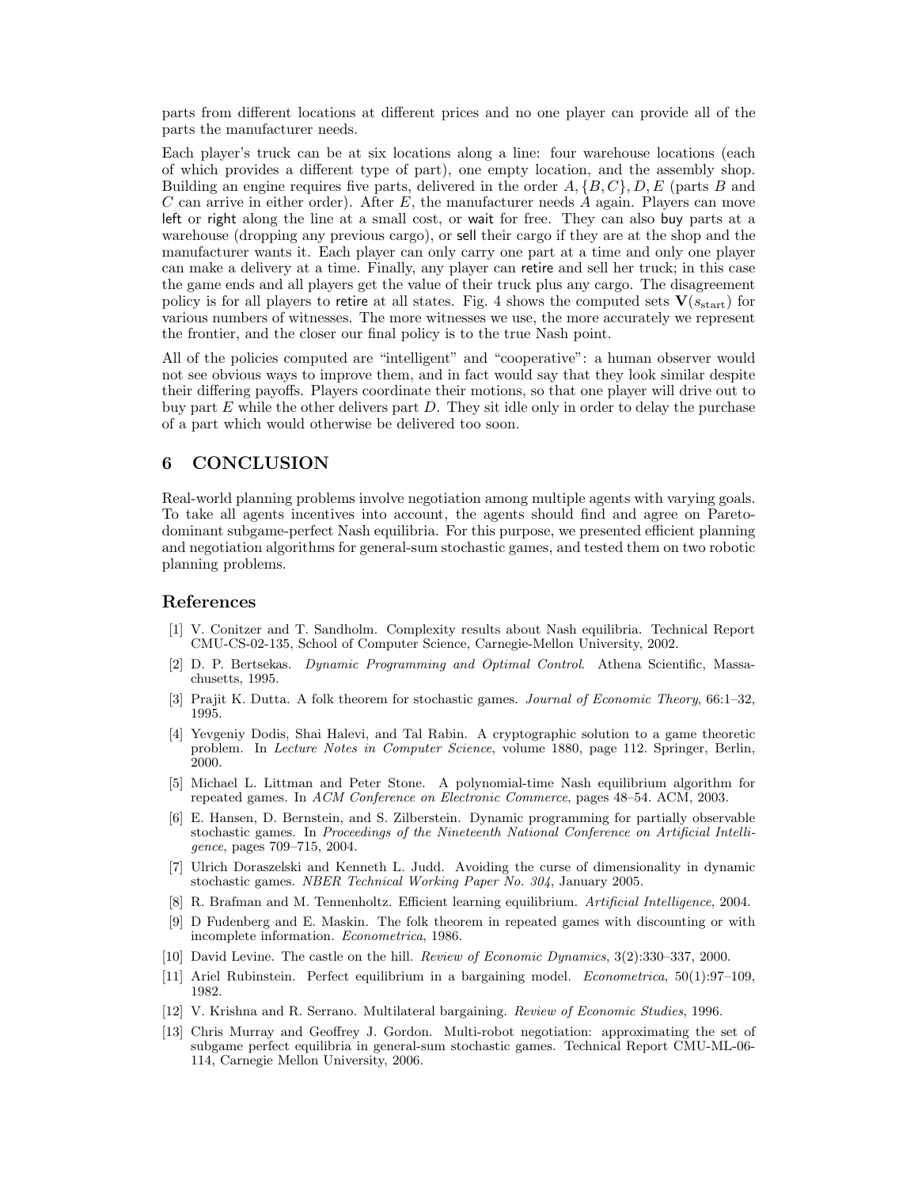parts from different locations at different prices and no one player can provide all of the parts the manufacturer needs.

Each player's truck can be at six locations along a line: four warehouse locations (each of which provides a different type of part), one empty location, and the assembly shop. Building an engine requires five parts, delivered in the order $A, \{B, C\}, D, E$ (parts $B$ and $C$ can arrive in either order). After $E$, the manufacturer needs $A$ again. Players can move left or right along the line at a small cost, or wait for free. They can also buy parts at a warehouse (dropping any previous cargo), or sell their cargo if they are at the shop and the manufacturer wants it. Each player can only carry one part at a time and only one player can make a delivery at a time. Finally, any player can retire and sell her truck; in this case the game ends and all players get the value of their truck plus any cargo. The disagreement policy is for all players to retire at all states. Fig. 4 shows the computed sets $\mathbf{V}(s_{\text{start}})$ for various numbers of witnesses. The more witnesses we use, the more accurately we represent the frontier, and the closer our final policy is to the true Nash point.

All of the policies computed are "intelligent" and "cooperative": a human observer would not see obvious ways to improve them, and in fact would say that they look similar despite their differing payoffs. Players coordinate their motions, so that one player will drive out to buy part $E$ while the other delivers part $D$. They sit idle only in order to delay the purchase of a part which would otherwise be delivered too soon.

## 6 CONCLUSION

Real-world planning problems involve negotiation among multiple agents with varying goals. To take all agents incentives into account, the agents should find and agree on Pareto-dominant subgame-perfect Nash equilibria. For this purpose, we presented efficient planning and negotiation algorithms for general-sum stochastic games, and tested them on two robotic planning problems.

## References

[1] V. Conitzer and T. Sandholm. Complexity results about Nash equilibria. Technical Report CMU-CS-02-135, School of Computer Science, Carnegie-Mellon University, 2002.

[2] D. P. Bertsekas. *Dynamic Programming and Optimal Control*. Athena Scientific, Massachusetts, 1995.

[3] Prajit K. Dutta. A folk theorem for stochastic games. *Journal of Economic Theory*, 66:1–32, 1995.

[4] Yevgeniy Dodis, Shai Halevi, and Tal Rabin. A cryptographic solution to a game theoretic problem. In *Lecture Notes in Computer Science*, volume 1880, page 112. Springer, Berlin, 2000.

[5] Michael L. Littman and Peter Stone. A polynomial-time Nash equilibrium algorithm for repeated games. In *ACM Conference on Electronic Commerce*, pages 48–54. ACM, 2003.

[6] E. Hansen, D. Bernstein, and S. Zilberstein. Dynamic programming for partially observable stochastic games. In *Proceedings of the Nineteenth National Conference on Artificial Intelligence*, pages 709–715, 2004.

[7] Ulrich Doraszelski and Kenneth L. Judd. Avoiding the curse of dimensionality in dynamic stochastic games. *NBER Technical Working Paper No. 304*, January 2005.

[8] R. Brafman and M. Tennenholtz. Efficient learning equilibrium. *Artificial Intelligence*, 2004.

[9] D Fudenberg and E. Maskin. The folk theorem in repeated games with discounting or with incomplete information. *Econometrica*, 1986.

[10] David Levine. The castle on the hill. *Review of Economic Dynamics*, 3(2):330–337, 2000.

[11] Ariel Rubinstein. Perfect equilibrium in a bargaining model. *Econometrica*, 50(1):97–109, 1982.

[12] V. Krishna and R. Serrano. Multilateral bargaining. *Review of Economic Studies*, 1996.

[13] Chris Murray and Geoffrey J. Gordon. Multi-robot negotiation: approximating the set of subgame perfect equilibria in general-sum stochastic games. Technical Report CMU-ML-06-114, Carnegie Mellon University, 2006.